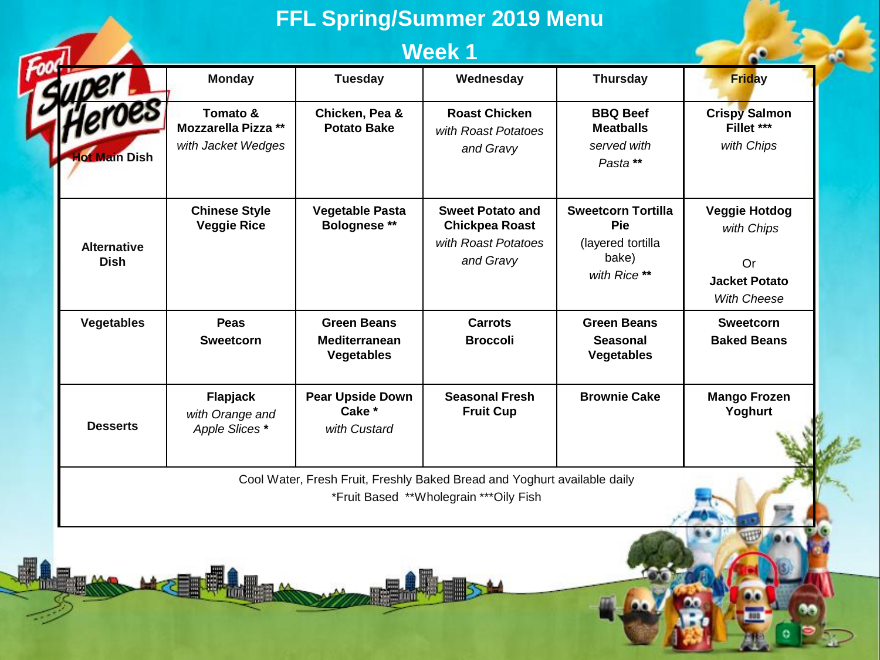# FFL Spring/Summer 2019 Menu

## Week 1

| | Monday | Tuesday | Wednesday | Thursday | Friday |
|---|---|---|---|---|---|
| **Hot Main Dish** | **Tomato & Mozzarella Pizza** ** *with Jacket Wedges* | **Chicken, Pea & Potato Bake** | **Roast Chicken** *with Roast Potatoes and Gravy* | **BBQ Beef Meatballs** *served with Pasta* ** | **Crispy Salmon Fillet** *** *with Chips* |
| **Alternative Dish** | **Chinese Style Veggie Rice** | **Vegetable Pasta Bolognese** ** | **Sweet Potato and Chickpea Roast** *with Roast Potatoes and Gravy* | **Sweetcorn Tortilla Pie** (layered tortilla bake) *with Rice* ** | **Veggie Hotdog** *with Chips* Or **Jacket Potato** *With Cheese* |
| **Vegetables** | **Peas** **Sweetcorn** | **Green Beans** **Mediterranean Vegetables** | **Carrots** **Broccoli** | **Green Beans** **Seasonal Vegetables** | **Sweetcorn** **Baked Beans** |
| **Desserts** | **Flapjack** *with Orange and Apple Slices* * | **Pear Upside Down Cake** * *with Custard* | **Seasonal Fresh Fruit Cup** | **Brownie Cake** | **Mango Frozen Yoghurt** |

Cool Water, Fresh Fruit, Freshly Baked Bread and Yoghurt available daily

*Fruit Based **Wholegrain ***Oily Fish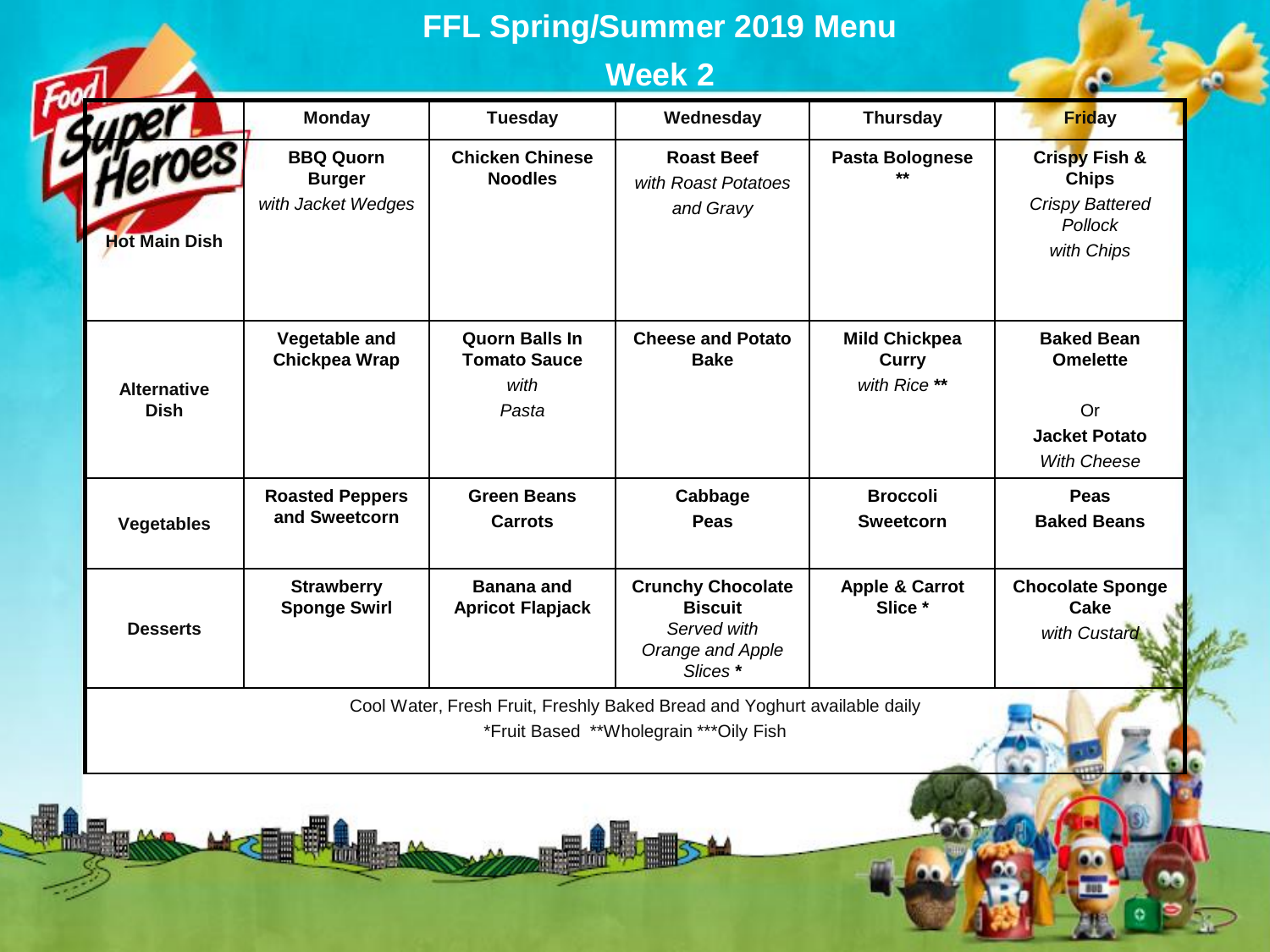# FFL Spring/Summer 2019 Menu

## Week 2

| | Monday | Tuesday | Wednesday | Thursday | Friday |
|---|---|---|---|---|---|
| **Hot Main Dish** | **BBQ Quorn Burger** *with Jacket Wedges* | **Chicken Chinese Noodles** | **Roast Beef** *with Roast Potatoes and Gravy* | **Pasta Bolognese** ** | **Crispy Fish & Chips** *Crispy Battered Pollock with Chips* |
| **Alternative Dish** | **Vegetable and Chickpea Wrap** | **Quorn Balls In Tomato Sauce** *with Pasta* | **Cheese and Potato Bake** | **Mild Chickpea Curry** *with Rice* ** | **Baked Bean Omelette** Or **Jacket Potato** *With Cheese* |
| **Vegetables** | **Roasted Peppers and Sweetcorn** | **Green Beans** **Carrots** | **Cabbage** **Peas** | **Broccoli** **Sweetcorn** | **Peas** **Baked Beans** |
| **Desserts** | **Strawberry Sponge Swirl** | **Banana and Apricot Flapjack** | **Crunchy Chocolate Biscuit** *Served with Orange and Apple Slices* * | **Apple & Carrot Slice** * | **Chocolate Sponge Cake** *with Custard* |

Cool Water, Fresh Fruit, Freshly Baked Bread and Yoghurt available daily

*Fruit Based **Wholegrain ***Oily Fish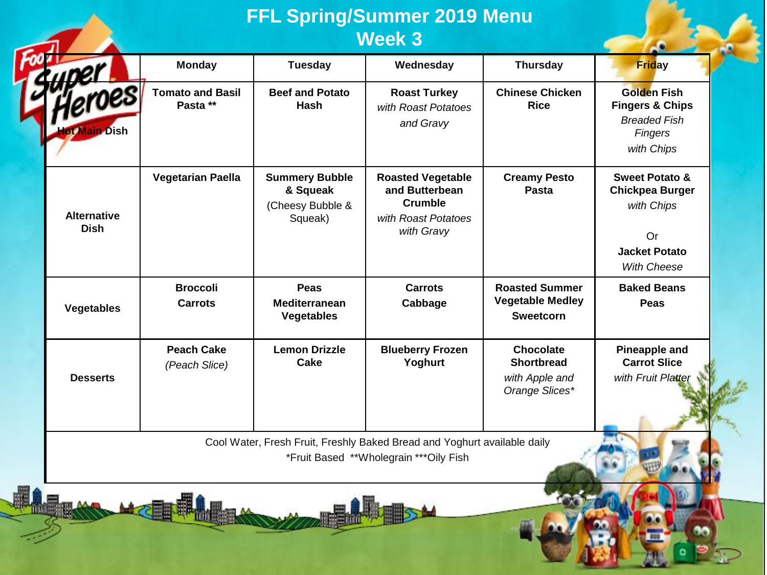# FFL Spring/Summer 2019 Menu
## Week 3

| | Monday | Tuesday | Wednesday | Thursday | Friday |
|---|---|---|---|---|---|
| **Hot Main Dish** | **Tomato and Basil Pasta \*\*** | **Beef and Potato Hash** | **Roast Turkey** *with Roast Potatoes and Gravy* | **Chinese Chicken Rice** | **Golden Fish Fingers & Chips** *Breaded Fish Fingers with Chips* |
| **Alternative Dish** | **Vegetarian Paella** | **Summery Bubble & Squeak** (Cheesy Bubble & Squeak) | **Roasted Vegetable and Butterbean Crumble** *with Roast Potatoes with Gravy* | **Creamy Pesto Pasta** | **Sweet Potato & Chickpea Burger** *with Chips* Or **Jacket Potato** *With Cheese* |
| **Vegetables** | **Broccoli** **Carrots** | **Peas** **Mediterranean Vegetables** | **Carrots** **Cabbage** | **Roasted Summer Vegetable Medley** **Sweetcorn** | **Baked Beans** **Peas** |
| **Desserts** | **Peach Cake** *(Peach Slice)* | **Lemon Drizzle Cake** | **Blueberry Frozen Yoghurt** | **Chocolate Shortbread** *with Apple and Orange Slices\** | **Pineapple and Carrot Slice** *with Fruit Platter* |

Cool Water, Fresh Fruit, Freshly Baked Bread and Yoghurt available daily

*Fruit Based **Wholegrain ***Oily Fish